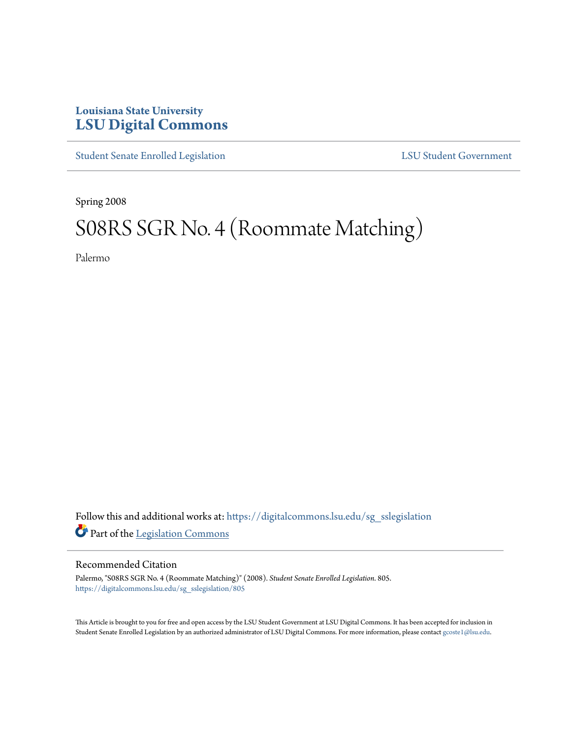Louisiana State University
# LSU Digital Commons

Student Senate Enrolled Legislation | LSU Student Government

Spring 2008

# S08RS SGR No. 4 (Roommate Matching)

Palermo

Follow this and additional works at: https://digitalcommons.lsu.edu/sg_sslegislation

Part of the Legislation Commons

## Recommended Citation

Palermo, "S08RS SGR No. 4 (Roommate Matching)" (2008). *Student Senate Enrolled Legislation*. 805.
https://digitalcommons.lsu.edu/sg_sslegislation/805

This Article is brought to you for free and open access by the LSU Student Government at LSU Digital Commons. It has been accepted for inclusion in Student Senate Enrolled Legislation by an authorized administrator of LSU Digital Commons. For more information, please contact gcoste1@lsu.edu.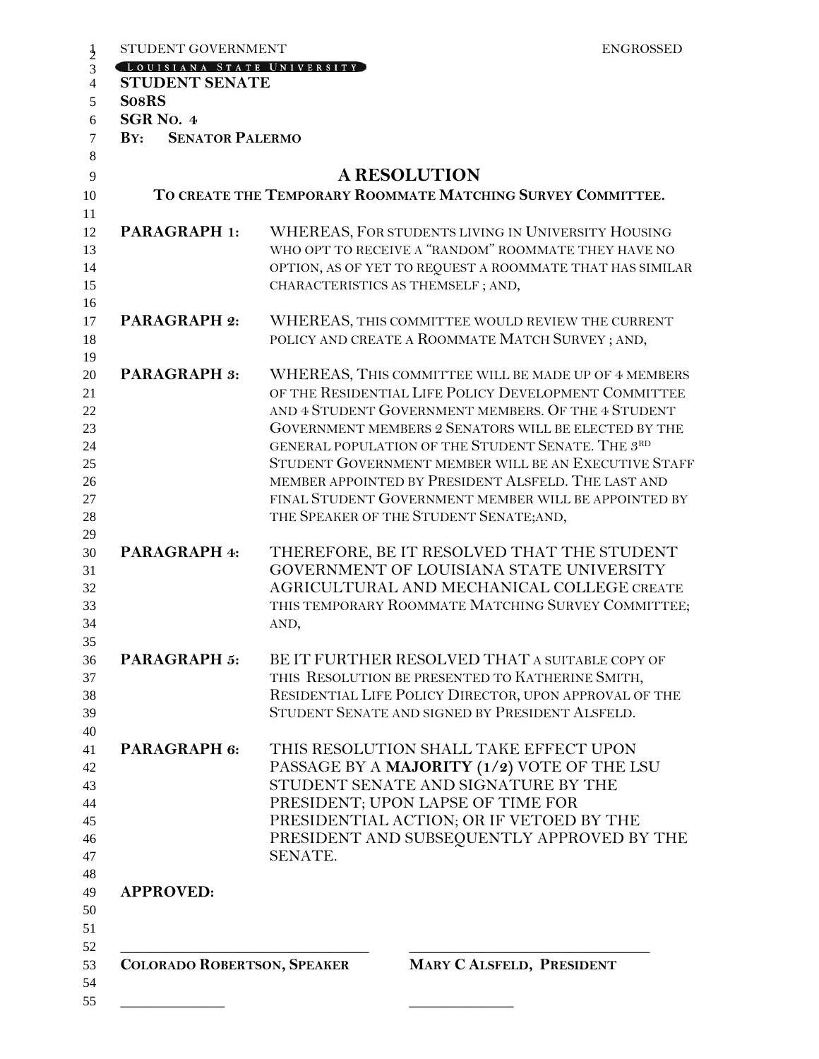STUDENT GOVERNMENT ENGROSSED

LOUISIANA STATE UNIVERSITY

**STUDENT SENATE**

**S08RS**

**SGR NO. 4**

**BY: SENATOR PALERMO**

# A RESOLUTION

**TO CREATE THE TEMPORARY ROOMMATE MATCHING SURVEY COMMITTEE.**

**PARAGRAPH 1:** WHEREAS, FOR STUDENTS LIVING IN UNIVERSITY HOUSING WHO OPT TO RECEIVE A "RANDOM" ROOMMATE THEY HAVE NO OPTION, AS OF YET TO REQUEST A ROOMMATE THAT HAS SIMILAR CHARACTERISTICS AS THEMSELF ; AND,

**PARAGRAPH 2:** WHEREAS, THIS COMMITTEE WOULD REVIEW THE CURRENT POLICY AND CREATE A ROOMMATE MATCH SURVEY ; AND,

**PARAGRAPH 3:** WHEREAS, THIS COMMITTEE WILL BE MADE UP OF 4 MEMBERS OF THE RESIDENTIAL LIFE POLICY DEVELOPMENT COMMITTEE AND 4 STUDENT GOVERNMENT MEMBERS. OF THE 4 STUDENT GOVERNMENT MEMBERS 2 SENATORS WILL BE ELECTED BY THE GENERAL POPULATION OF THE STUDENT SENATE. THE 3RD STUDENT GOVERNMENT MEMBER WILL BE AN EXECUTIVE STAFF MEMBER APPOINTED BY PRESIDENT ALSFELD. THE LAST AND FINAL STUDENT GOVERNMENT MEMBER WILL BE APPOINTED BY THE SPEAKER OF THE STUDENT SENATE;AND,

**PARAGRAPH 4:** THEREFORE, BE IT RESOLVED THAT THE STUDENT GOVERNMENT OF LOUISIANA STATE UNIVERSITY AGRICULTURAL AND MECHANICAL COLLEGE CREATE THIS TEMPORARY ROOMMATE MATCHING SURVEY COMMITTEE; AND,

**PARAGRAPH 5:** BE IT FURTHER RESOLVED THAT A SUITABLE COPY OF THIS RESOLUTION BE PRESENTED TO KATHERINE SMITH, RESIDENTIAL LIFE POLICY DIRECTOR, UPON APPROVAL OF THE STUDENT SENATE AND SIGNED BY PRESIDENT ALSFELD.

**PARAGRAPH 6:** THIS RESOLUTION SHALL TAKE EFFECT UPON PASSAGE BY A **MAJORITY (1/2)** VOTE OF THE LSU STUDENT SENATE AND SIGNATURE BY THE PRESIDENT; UPON LAPSE OF TIME FOR PRESIDENTIAL ACTION; OR IF VETOED BY THE PRESIDENT AND SUBSEQUENTLY APPROVED BY THE SENATE.

**APPROVED:**

\_\_\_\_\_\_\_\_\_\_\_\_\_\_\_\_\_\_\_\_\_\_\_\_\_\_\_\_\_\_ \_\_\_\_\_\_\_\_\_\_\_\_\_\_\_\_\_\_\_\_\_\_\_\_\_\_\_\_\_\_

**COLORADO ROBERTSON, SPEAKER** **MARY C ALSFELD, PRESIDENT**

\_\_\_\_\_\_\_\_\_\_\_\_\_\_ \_\_\_\_\_\_\_\_\_\_\_\_\_\_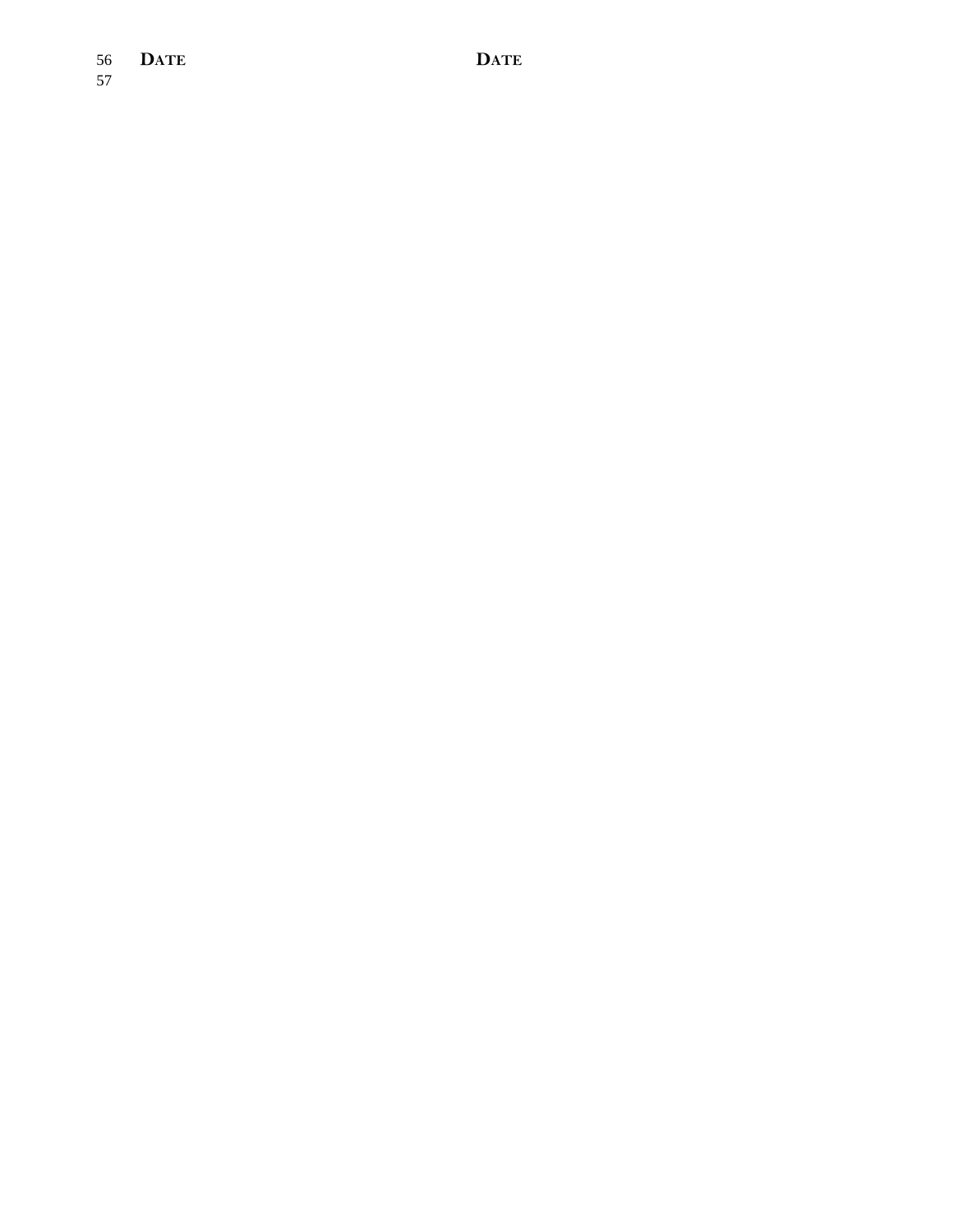**DATE** **DATE**